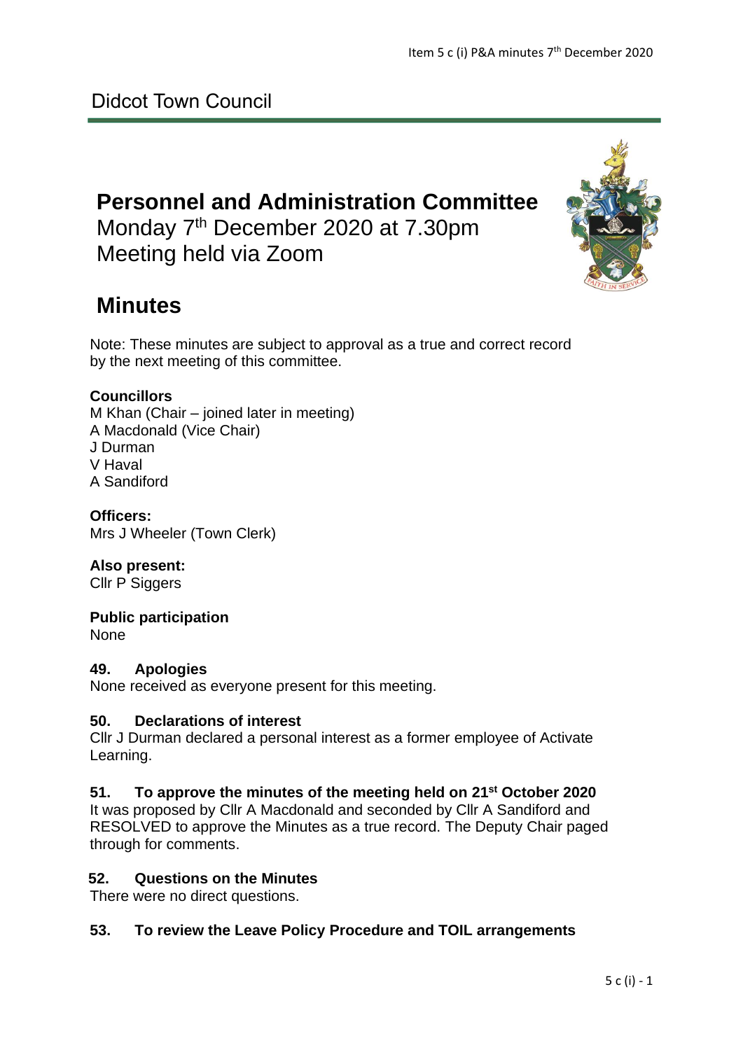Didcot Town Council

# Personnel and Administration Committee

Monday 7th December 2020 at 7.30pm
Meeting held via Zoom

# Minutes

Note: These minutes are subject to approval as a true and correct record by the next meeting of this committee.

**Councillors**
M Khan (Chair – joined later in meeting)
A Macdonald (Vice Chair)
J Durman
V Haval
A Sandiford

**Officers:**
Mrs J Wheeler (Town Clerk)

**Also present:**
Cllr P Siggers

**Public participation**
None

### 49. Apologies

None received as everyone present for this meeting.

### 50. Declarations of interest

Cllr J Durman declared a personal interest as a former employee of Activate Learning.

### 51. To approve the minutes of the meeting held on 21st October 2020

It was proposed by Cllr A Macdonald and seconded by Cllr A Sandiford and RESOLVED to approve the Minutes as a true record. The Deputy Chair paged through for comments.

### 52. Questions on the Minutes

There were no direct questions.

### 53. To review the Leave Policy Procedure and TOIL arrangements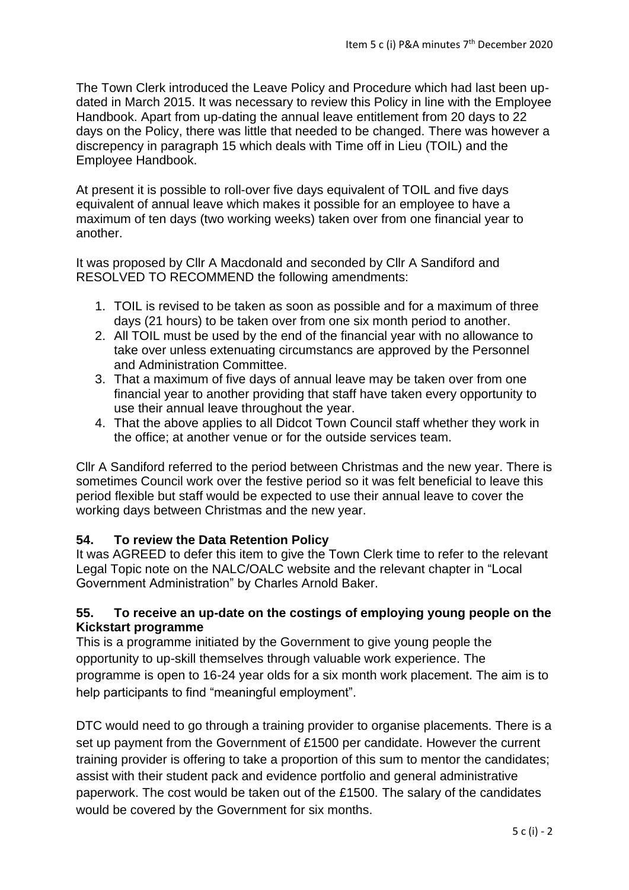The Town Clerk introduced the Leave Policy and Procedure which had last been up-dated in March 2015. It was necessary to review this Policy in line with the Employee Handbook. Apart from up-dating the annual leave entitlement from 20 days to 22 days on the Policy, there was little that needed to be changed. There was however a discrepency in paragraph 15 which deals with Time off in Lieu (TOIL) and the Employee Handbook.

At present it is possible to roll-over five days equivalent of TOIL and five days equivalent of annual leave which makes it possible for an employee to have a maximum of ten days (two working weeks) taken over from one financial year to another.

It was proposed by Cllr A Macdonald and seconded by Cllr A Sandiford and RESOLVED TO RECOMMEND the following amendments:

1. TOIL is revised to be taken as soon as possible and for a maximum of three days (21 hours) to be taken over from one six month period to another.
2. All TOIL must be used by the end of the financial year with no allowance to take over unless extenuating circumstancs are approved by the Personnel and Administration Committee.
3. That a maximum of five days of annual leave may be taken over from one financial year to another providing that staff have taken every opportunity to use their annual leave throughout the year.
4. That the above applies to all Didcot Town Council staff whether they work in the office; at another venue or for the outside services team.

Cllr A Sandiford referred to the period between Christmas and the new year. There is sometimes Council work over the festive period so it was felt beneficial to leave this period flexible but staff would be expected to use their annual leave to cover the working days between Christmas and the new year.

**54. To review the Data Retention Policy**

It was AGREED to defer this item to give the Town Clerk time to refer to the relevant Legal Topic note on the NALC/OALC website and the relevant chapter in "Local Government Administration" by Charles Arnold Baker.

**55. To receive an up-date on the costings of employing young people on the Kickstart programme**

This is a programme initiated by the Government to give young people the opportunity to up-skill themselves through valuable work experience. The programme is open to 16-24 year olds for a six month work placement. The aim is to help participants to find "meaningful employment".

DTC would need to go through a training provider to organise placements. There is a set up payment from the Government of £1500 per candidate. However the current training provider is offering to take a proportion of this sum to mentor the candidates; assist with their student pack and evidence portfolio and general administrative paperwork. The cost would be taken out of the £1500. The salary of the candidates would be covered by the Government for six months.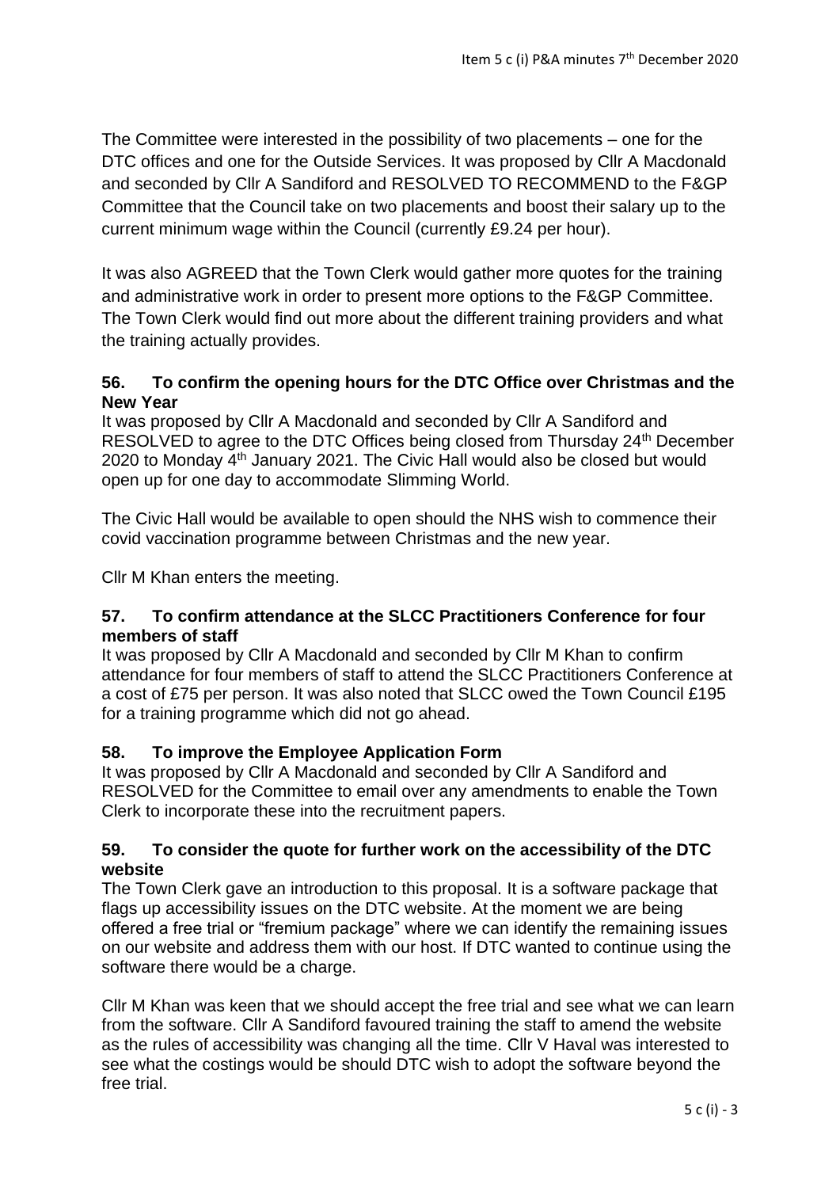The Committee were interested in the possibility of two placements – one for the DTC offices and one for the Outside Services. It was proposed by Cllr A Macdonald and seconded by Cllr A Sandiford and RESOLVED TO RECOMMEND to the F&GP Committee that the Council take on two placements and boost their salary up to the current minimum wage within the Council (currently £9.24 per hour).

It was also AGREED that the Town Clerk would gather more quotes for the training and administrative work in order to present more options to the F&GP Committee. The Town Clerk would find out more about the different training providers and what the training actually provides.

**56. To confirm the opening hours for the DTC Office over Christmas and the New Year**

It was proposed by Cllr A Macdonald and seconded by Cllr A Sandiford and RESOLVED to agree to the DTC Offices being closed from Thursday 24th December 2020 to Monday 4th January 2021. The Civic Hall would also be closed but would open up for one day to accommodate Slimming World.

The Civic Hall would be available to open should the NHS wish to commence their covid vaccination programme between Christmas and the new year.

Cllr M Khan enters the meeting.

**57. To confirm attendance at the SLCC Practitioners Conference for four members of staff**

It was proposed by Cllr A Macdonald and seconded by Cllr M Khan to confirm attendance for four members of staff to attend the SLCC Practitioners Conference at a cost of £75 per person. It was also noted that SLCC owed the Town Council £195 for a training programme which did not go ahead.

**58. To improve the Employee Application Form**

It was proposed by Cllr A Macdonald and seconded by Cllr A Sandiford and RESOLVED for the Committee to email over any amendments to enable the Town Clerk to incorporate these into the recruitment papers.

**59. To consider the quote for further work on the accessibility of the DTC website**

The Town Clerk gave an introduction to this proposal. It is a software package that flags up accessibility issues on the DTC website. At the moment we are being offered a free trial or "fremium package" where we can identify the remaining issues on our website and address them with our host. If DTC wanted to continue using the software there would be a charge.

Cllr M Khan was keen that we should accept the free trial and see what we can learn from the software. Cllr A Sandiford favoured training the staff to amend the website as the rules of accessibility was changing all the time. Cllr V Haval was interested to see what the costings would be should DTC wish to adopt the software beyond the free trial.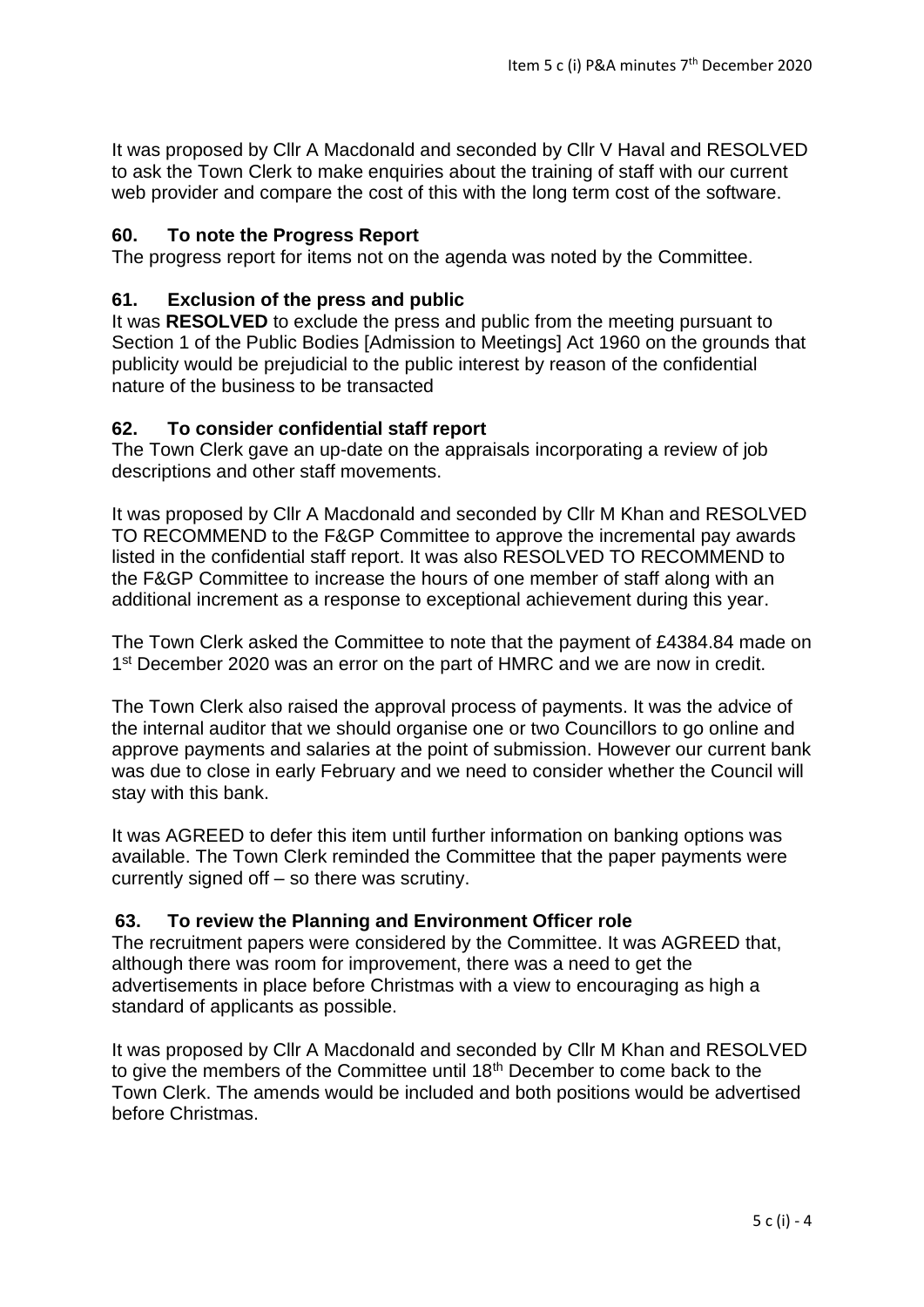It was proposed by Cllr A Macdonald and seconded by Cllr V Haval and RESOLVED to ask the Town Clerk to make enquiries about the training of staff with our current web provider and compare the cost of this with the long term cost of the software.

### 60. To note the Progress Report

The progress report for items not on the agenda was noted by the Committee.

### 61. Exclusion of the press and public

It was **RESOLVED** to exclude the press and public from the meeting pursuant to Section 1 of the Public Bodies [Admission to Meetings] Act 1960 on the grounds that publicity would be prejudicial to the public interest by reason of the confidential nature of the business to be transacted

### 62. To consider confidential staff report

The Town Clerk gave an up-date on the appraisals incorporating a review of job descriptions and other staff movements.

It was proposed by Cllr A Macdonald and seconded by Cllr M Khan and RESOLVED TO RECOMMEND to the F&GP Committee to approve the incremental pay awards listed in the confidential staff report. It was also RESOLVED TO RECOMMEND to the F&GP Committee to increase the hours of one member of staff along with an additional increment as a response to exceptional achievement during this year.

The Town Clerk asked the Committee to note that the payment of £4384.84 made on 1st December 2020 was an error on the part of HMRC and we are now in credit.

The Town Clerk also raised the approval process of payments. It was the advice of the internal auditor that we should organise one or two Councillors to go online and approve payments and salaries at the point of submission. However our current bank was due to close in early February and we need to consider whether the Council will stay with this bank.

It was AGREED to defer this item until further information on banking options was available. The Town Clerk reminded the Committee that the paper payments were currently signed off – so there was scrutiny.

### 63. To review the Planning and Environment Officer role

The recruitment papers were considered by the Committee. It was AGREED that, although there was room for improvement, there was a need to get the advertisements in place before Christmas with a view to encouraging as high a standard of applicants as possible.

It was proposed by Cllr A Macdonald and seconded by Cllr M Khan and RESOLVED to give the members of the Committee until 18th December to come back to the Town Clerk. The amends would be included and both positions would be advertised before Christmas.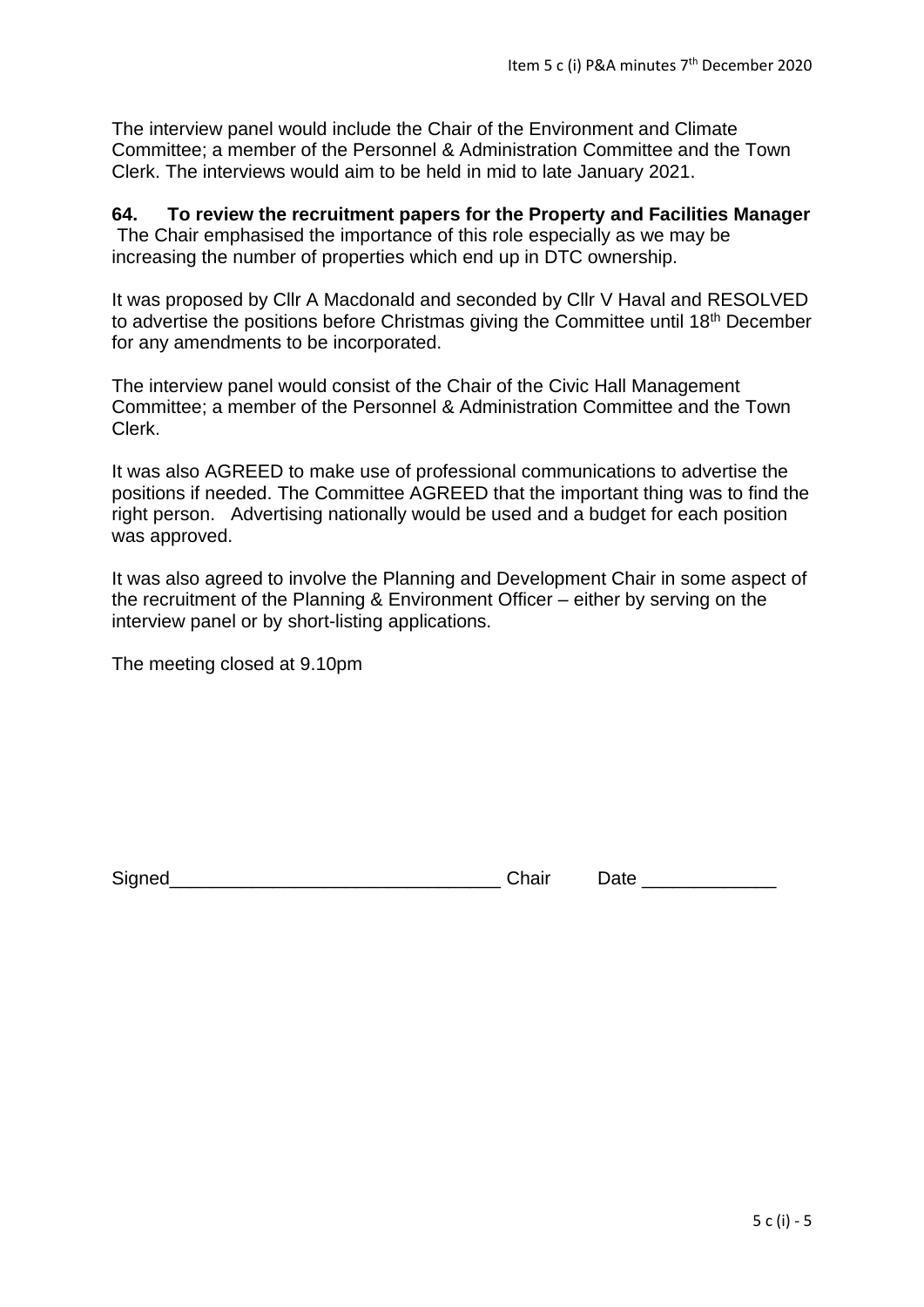The interview panel would include the Chair of the Environment and Climate Committee; a member of the Personnel & Administration Committee and the Town Clerk. The interviews would aim to be held in mid to late January 2021.

**64. To review the recruitment papers for the Property and Facilities Manager**

The Chair emphasised the importance of this role especially as we may be increasing the number of properties which end up in DTC ownership.

It was proposed by Cllr A Macdonald and seconded by Cllr V Haval and RESOLVED to advertise the positions before Christmas giving the Committee until 18th December for any amendments to be incorporated.

The interview panel would consist of the Chair of the Civic Hall Management Committee; a member of the Personnel & Administration Committee and the Town Clerk.

It was also AGREED to make use of professional communications to advertise the positions if needed. The Committee AGREED that the important thing was to find the right person. Advertising nationally would be used and a budget for each position was approved.

It was also agreed to involve the Planning and Development Chair in some aspect of the recruitment of the Planning & Environment Officer – either by serving on the interview panel or by short-listing applications.

The meeting closed at 9.10pm

Signed_______________________________ Chair Date _____________